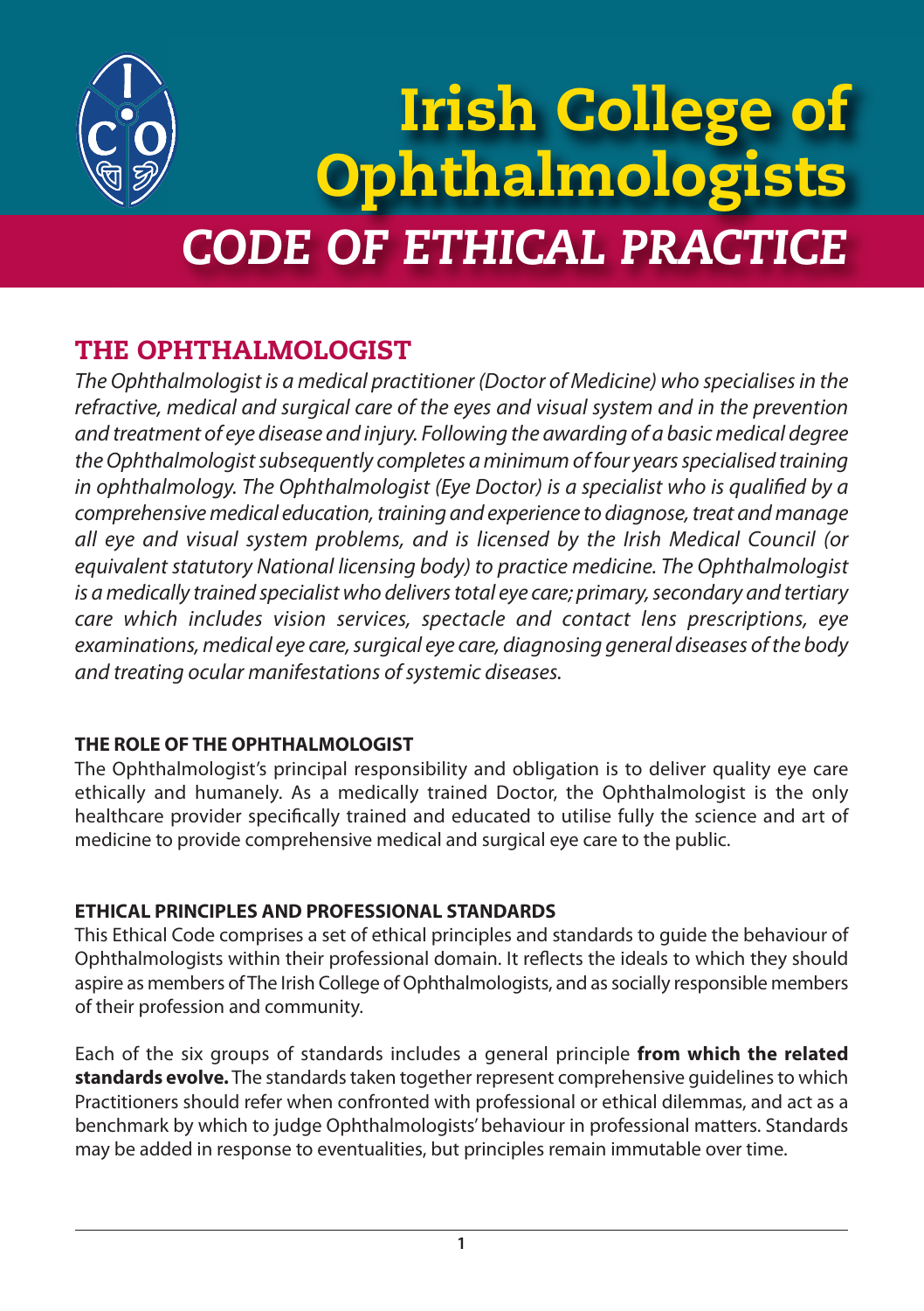# Irish College of Ophthalmologists

# *CODE OF ETHICAL PRACTICE*

## THE OPHTHALMOLOGIST

*The Ophthalmologist is a medical practitioner (Doctor of Medicine) who specialises in the refractive, medical and surgical care of the eyes and visual system and in the prevention and treatment of eye disease and injury. Following the awarding of a basic medical degree the Ophthalmologist subsequently completes a minimum of four years specialised training in ophthalmology. The Ophthalmologist (Eye Doctor) is a specialist who is qualified by a comprehensive medical education, training and experience to diagnose, treat and manage all eye and visual system problems, and is licensed by the Irish Medical Council (or equivalent statutory National licensing body) to practice medicine. The Ophthalmologist is a medically trained specialist who delivers total eye care; primary, secondary and tertiary care which includes vision services, spectacle and contact lens prescriptions, eye examinations, medical eye care, surgical eye care, diagnosing general diseases of the body and treating ocular manifestations of systemic diseases.*

### THE ROLE OF THE OPHTHALMOLOGIST

The Ophthalmologist's principal responsibility and obligation is to deliver quality eye care ethically and humanely. As a medically trained Doctor, the Ophthalmologist is the only healthcare provider specifically trained and educated to utilise fully the science and art of medicine to provide comprehensive medical and surgical eye care to the public.

### ETHICAL PRINCIPLES AND PROFESSIONAL STANDARDS

This Ethical Code comprises a set of ethical principles and standards to guide the behaviour of Ophthalmologists within their professional domain. It reflects the ideals to which they should aspire as members of The Irish College of Ophthalmologists, and as socially responsible members of their profession and community.

Each of the six groups of standards includes a general principle **from which the related standards evolve.** The standards taken together represent comprehensive guidelines to which Practitioners should refer when confronted with professional or ethical dilemmas, and act as a benchmark by which to judge Ophthalmologists' behaviour in professional matters. Standards may be added in response to eventualities, but principles remain immutable over time.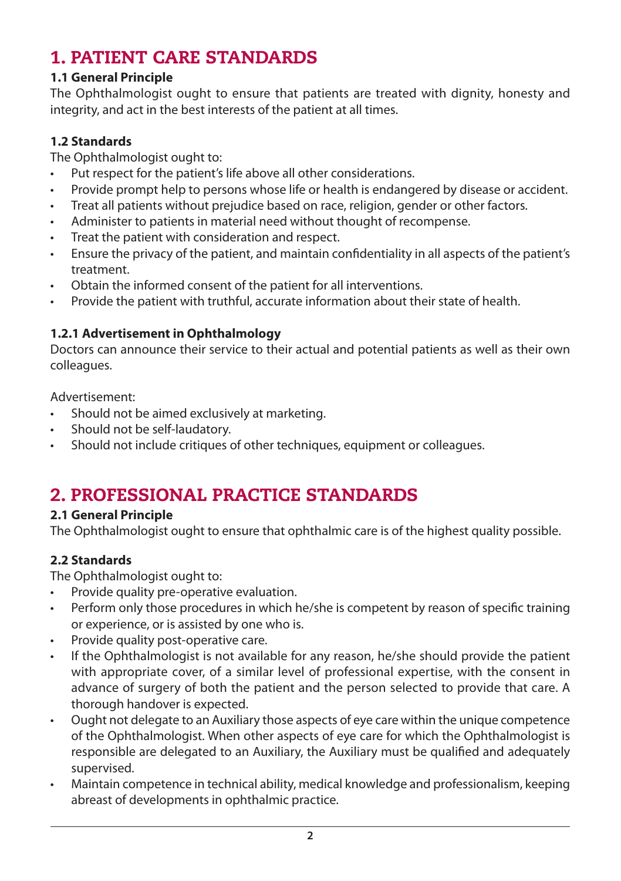# 1. PATIENT CARE STANDARDS

### 1.1 General Principle

The Ophthalmologist ought to ensure that patients are treated with dignity, honesty and integrity, and act in the best interests of the patient at all times.

### 1.2 Standards

The Ophthalmologist ought to:

- Put respect for the patient's life above all other considerations.
- Provide prompt help to persons whose life or health is endangered by disease or accident.
- Treat all patients without prejudice based on race, religion, gender or other factors.
- Administer to patients in material need without thought of recompense.
- Treat the patient with consideration and respect.
- Ensure the privacy of the patient, and maintain confidentiality in all aspects of the patient's treatment.
- Obtain the informed consent of the patient for all interventions.
- Provide the patient with truthful, accurate information about their state of health.

#### 1.2.1 Advertisement in Ophthalmology

Doctors can announce their service to their actual and potential patients as well as their own colleagues.

Advertisement:

- Should not be aimed exclusively at marketing.
- Should not be self-laudatory.
- Should not include critiques of other techniques, equipment or colleagues.

# 2. PROFESSIONAL PRACTICE STANDARDS

### 2.1 General Principle

The Ophthalmologist ought to ensure that ophthalmic care is of the highest quality possible.

### 2.2 Standards

The Ophthalmologist ought to:

- Provide quality pre-operative evaluation.
- Perform only those procedures in which he/she is competent by reason of specific training or experience, or is assisted by one who is.
- Provide quality post-operative care.
- If the Ophthalmologist is not available for any reason, he/she should provide the patient with appropriate cover, of a similar level of professional expertise, with the consent in advance of surgery of both the patient and the person selected to provide that care. A thorough handover is expected.
- Ought not delegate to an Auxiliary those aspects of eye care within the unique competence of the Ophthalmologist. When other aspects of eye care for which the Ophthalmologist is responsible are delegated to an Auxiliary, the Auxiliary must be qualified and adequately supervised.
- Maintain competence in technical ability, medical knowledge and professionalism, keeping abreast of developments in ophthalmic practice.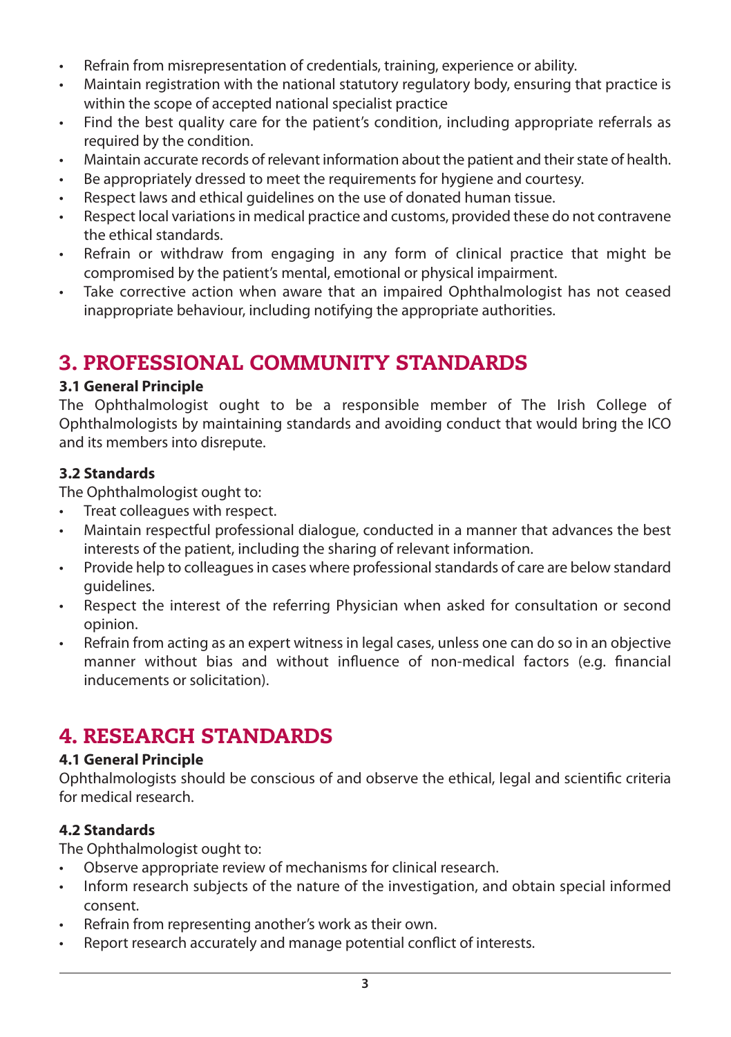- Refrain from misrepresentation of credentials, training, experience or ability.
- Maintain registration with the national statutory regulatory body, ensuring that practice is within the scope of accepted national specialist practice
- Find the best quality care for the patient's condition, including appropriate referrals as required by the condition.
- Maintain accurate records of relevant information about the patient and their state of health.
- Be appropriately dressed to meet the requirements for hygiene and courtesy.
- Respect laws and ethical guidelines on the use of donated human tissue.
- Respect local variations in medical practice and customs, provided these do not contravene the ethical standards.
- Refrain or withdraw from engaging in any form of clinical practice that might be compromised by the patient's mental, emotional or physical impairment.
- Take corrective action when aware that an impaired Ophthalmologist has not ceased inappropriate behaviour, including notifying the appropriate authorities.

## 3. PROFESSIONAL COMMUNITY STANDARDS

### 3.1 General Principle

The Ophthalmologist ought to be a responsible member of The Irish College of Ophthalmologists by maintaining standards and avoiding conduct that would bring the ICO and its members into disrepute.

### 3.2 Standards

The Ophthalmologist ought to:

- Treat colleagues with respect.
- Maintain respectful professional dialogue, conducted in a manner that advances the best interests of the patient, including the sharing of relevant information.
- Provide help to colleagues in cases where professional standards of care are below standard guidelines.
- Respect the interest of the referring Physician when asked for consultation or second opinion.
- Refrain from acting as an expert witness in legal cases, unless one can do so in an objective manner without bias and without influence of non-medical factors (e.g. financial inducements or solicitation).

## 4. RESEARCH STANDARDS

### 4.1 General Principle

Ophthalmologists should be conscious of and observe the ethical, legal and scientific criteria for medical research.

### 4.2 Standards

The Ophthalmologist ought to:

- Observe appropriate review of mechanisms for clinical research.
- Inform research subjects of the nature of the investigation, and obtain special informed consent.
- Refrain from representing another's work as their own.
- Report research accurately and manage potential conflict of interests.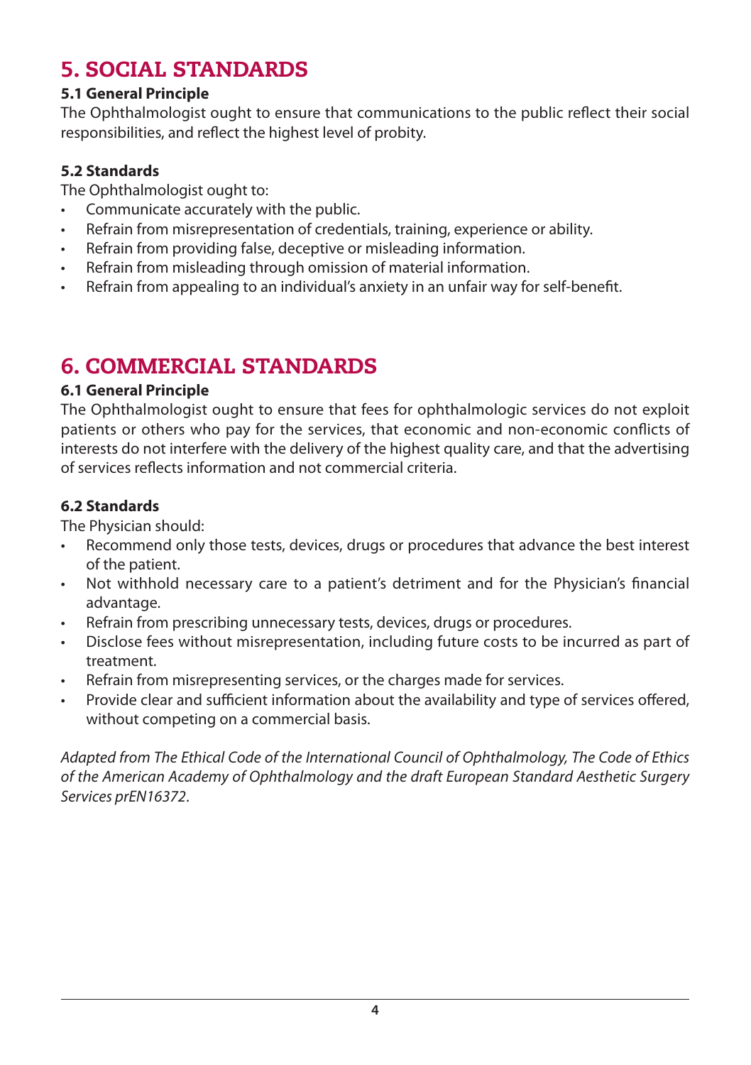## 5. SOCIAL STANDARDS

### 5.1 General Principle

The Ophthalmologist ought to ensure that communications to the public reflect their social responsibilities, and reflect the highest level of probity.

### 5.2 Standards

The Ophthalmologist ought to:

- Communicate accurately with the public.
- Refrain from misrepresentation of credentials, training, experience or ability.
- Refrain from providing false, deceptive or misleading information.
- Refrain from misleading through omission of material information.
- Refrain from appealing to an individual's anxiety in an unfair way for self-benefit.

## 6. COMMERCIAL STANDARDS

### 6.1 General Principle

The Ophthalmologist ought to ensure that fees for ophthalmologic services do not exploit patients or others who pay for the services, that economic and non-economic conflicts of interests do not interfere with the delivery of the highest quality care, and that the advertising of services reflects information and not commercial criteria.

### 6.2 Standards

The Physician should:

- Recommend only those tests, devices, drugs or procedures that advance the best interest of the patient.
- Not withhold necessary care to a patient's detriment and for the Physician's financial advantage.
- Refrain from prescribing unnecessary tests, devices, drugs or procedures.
- Disclose fees without misrepresentation, including future costs to be incurred as part of treatment.
- Refrain from misrepresenting services, or the charges made for services.
- Provide clear and sufficient information about the availability and type of services offered, without competing on a commercial basis.

*Adapted from The Ethical Code of the International Council of Ophthalmology, The Code of Ethics of the American Academy of Ophthalmology and the draft European Standard Aesthetic Surgery Services prEN16372*.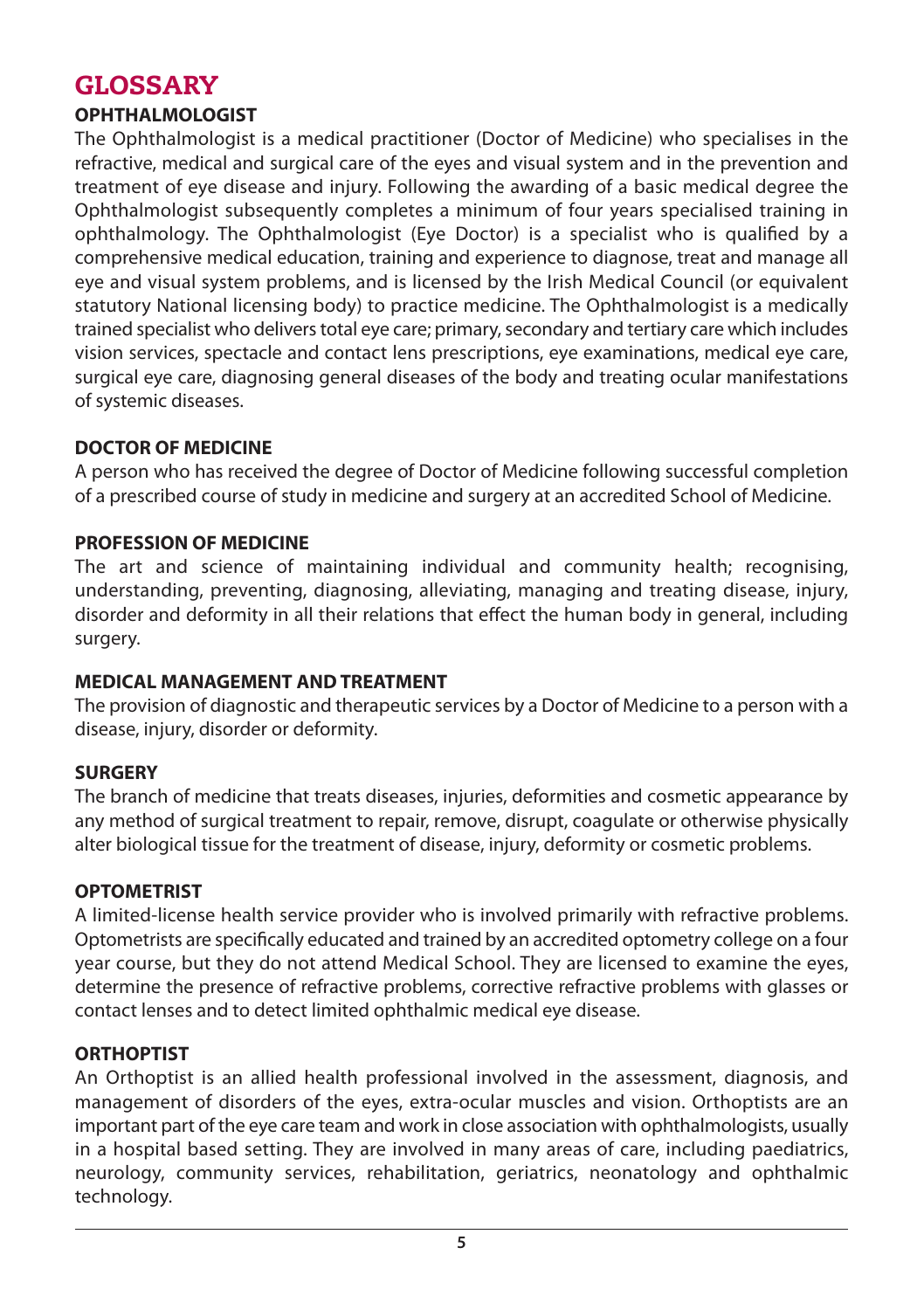# GLOSSARY

## OPHTHALMOLOGIST

The Ophthalmologist is a medical practitioner (Doctor of Medicine) who specialises in the refractive, medical and surgical care of the eyes and visual system and in the prevention and treatment of eye disease and injury. Following the awarding of a basic medical degree the Ophthalmologist subsequently completes a minimum of four years specialised training in ophthalmology. The Ophthalmologist (Eye Doctor) is a specialist who is qualified by a comprehensive medical education, training and experience to diagnose, treat and manage all eye and visual system problems, and is licensed by the Irish Medical Council (or equivalent statutory National licensing body) to practice medicine. The Ophthalmologist is a medically trained specialist who delivers total eye care; primary, secondary and tertiary care which includes vision services, spectacle and contact lens prescriptions, eye examinations, medical eye care, surgical eye care, diagnosing general diseases of the body and treating ocular manifestations of systemic diseases.

## DOCTOR OF MEDICINE

A person who has received the degree of Doctor of Medicine following successful completion of a prescribed course of study in medicine and surgery at an accredited School of Medicine.

## PROFESSION OF MEDICINE

The art and science of maintaining individual and community health; recognising, understanding, preventing, diagnosing, alleviating, managing and treating disease, injury, disorder and deformity in all their relations that effect the human body in general, including surgery.

## MEDICAL MANAGEMENT AND TREATMENT

The provision of diagnostic and therapeutic services by a Doctor of Medicine to a person with a disease, injury, disorder or deformity.

## SURGERY

The branch of medicine that treats diseases, injuries, deformities and cosmetic appearance by any method of surgical treatment to repair, remove, disrupt, coagulate or otherwise physically alter biological tissue for the treatment of disease, injury, deformity or cosmetic problems.

## OPTOMETRIST

A limited-license health service provider who is involved primarily with refractive problems. Optometrists are specifically educated and trained by an accredited optometry college on a four year course, but they do not attend Medical School. They are licensed to examine the eyes, determine the presence of refractive problems, corrective refractive problems with glasses or contact lenses and to detect limited ophthalmic medical eye disease.

## ORTHOPTIST

An Orthoptist is an allied health professional involved in the assessment, diagnosis, and management of disorders of the eyes, extra-ocular muscles and vision. Orthoptists are an important part of the eye care team and work in close association with ophthalmologists, usually in a hospital based setting. They are involved in many areas of care, including paediatrics, neurology, community services, rehabilitation, geriatrics, neonatology and ophthalmic technology.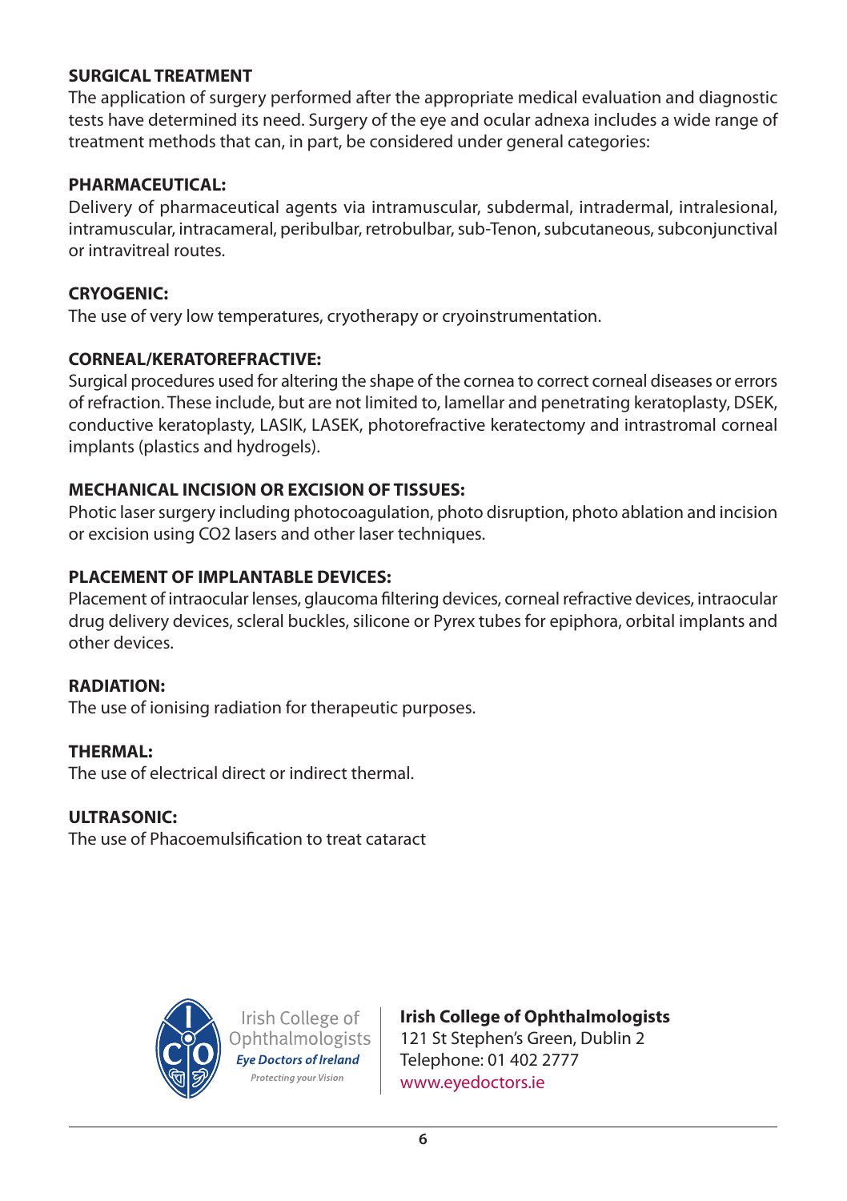**SURGICAL TREATMENT**

The application of surgery performed after the appropriate medical evaluation and diagnostic tests have determined its need. Surgery of the eye and ocular adnexa includes a wide range of treatment methods that can, in part, be considered under general categories:

**PHARMACEUTICAL:**

Delivery of pharmaceutical agents via intramuscular, subdermal, intradermal, intralesional, intramuscular, intracameral, peribulbar, retrobulbar, sub-Tenon, subcutaneous, subconjunctival or intravitreal routes.

**CRYOGENIC:**

The use of very low temperatures, cryotherapy or cryoinstrumentation.

**CORNEAL/KERATOREFRACTIVE:**

Surgical procedures used for altering the shape of the cornea to correct corneal diseases or errors of refraction. These include, but are not limited to, lamellar and penetrating keratoplasty, DSEK, conductive keratoplasty, LASIK, LASEK, photorefractive keratectomy and intrastromal corneal implants (plastics and hydrogels).

**MECHANICAL INCISION OR EXCISION OF TISSUES:**

Photic laser surgery including photocoagulation, photo disruption, photo ablation and incision or excision using CO2 lasers and other laser techniques.

**PLACEMENT OF IMPLANTABLE DEVICES:**

Placement of intraocular lenses, glaucoma filtering devices, corneal refractive devices, intraocular drug delivery devices, scleral buckles, silicone or Pyrex tubes for epiphora, orbital implants and other devices.

**RADIATION:**

The use of ionising radiation for therapeutic purposes.

**THERMAL:**

The use of electrical direct or indirect thermal.

**ULTRASONIC:**

The use of Phacoemulsification to treat cataract

Irish College of Ophthalmologists
*Eye Doctors of Ireland*
*Protecting your Vision*

**Irish College of Ophthalmologists**
121 St Stephen's Green, Dublin 2
Telephone: 01 402 2777
www.eyedoctors.ie